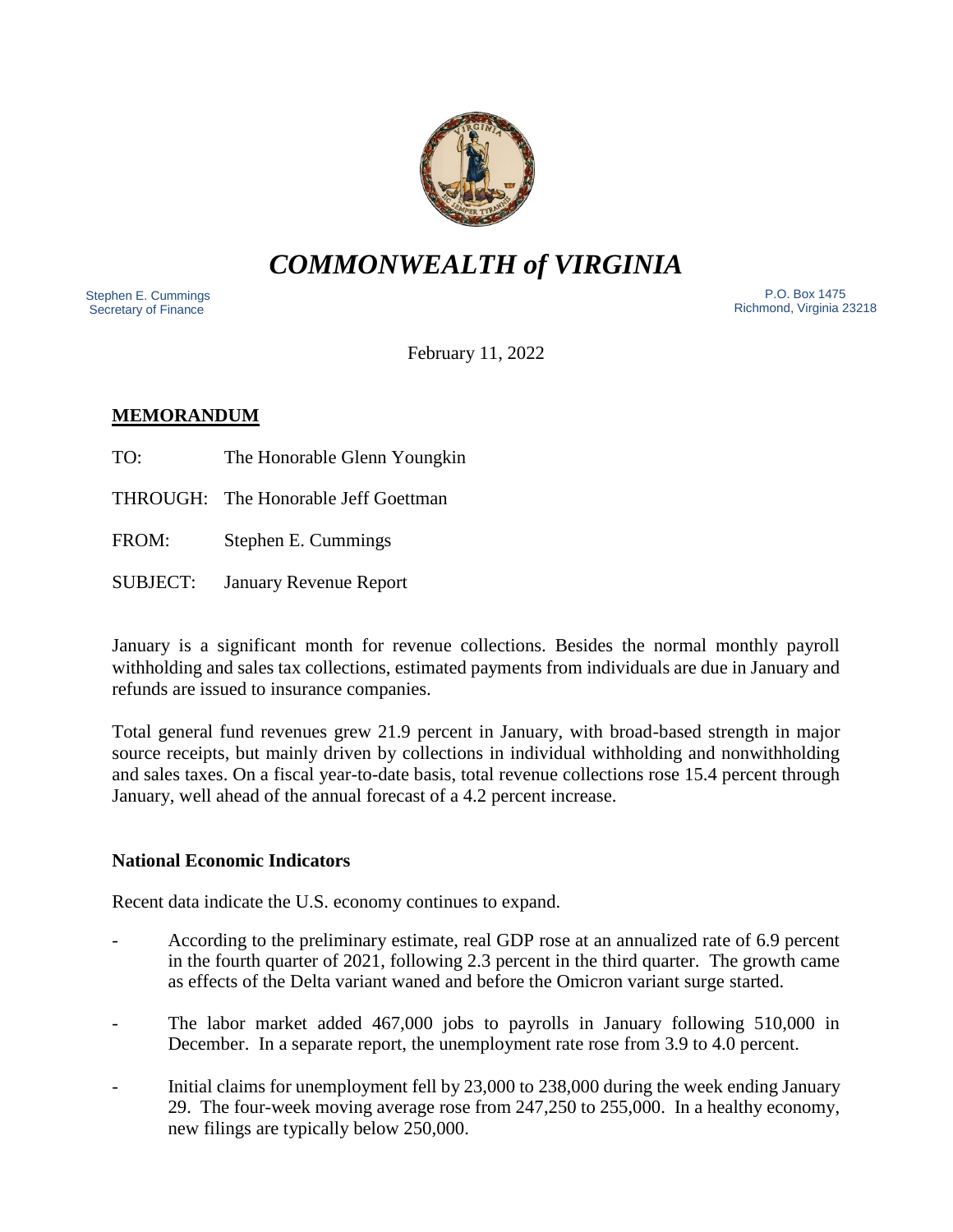# *COMMONWEALTH of VIRGINIA*

Stephen E. Cummings
Secretary of Finance

P.O. Box 1475
Richmond, Virginia 23218

February 11, 2022

**MEMORANDUM**

TO: The Honorable Glenn Youngkin

THROUGH: The Honorable Jeff Goettman

FROM: Stephen E. Cummings

SUBJECT: January Revenue Report

January is a significant month for revenue collections. Besides the normal monthly payroll withholding and sales tax collections, estimated payments from individuals are due in January and refunds are issued to insurance companies.

Total general fund revenues grew 21.9 percent in January, with broad-based strength in major source receipts, but mainly driven by collections in individual withholding and nonwithholding and sales taxes. On a fiscal year-to-date basis, total revenue collections rose 15.4 percent through January, well ahead of the annual forecast of a 4.2 percent increase.

**National Economic Indicators**

Recent data indicate the U.S. economy continues to expand.

- According to the preliminary estimate, real GDP rose at an annualized rate of 6.9 percent in the fourth quarter of 2021, following 2.3 percent in the third quarter. The growth came as effects of the Delta variant waned and before the Omicron variant surge started.
- The labor market added 467,000 jobs to payrolls in January following 510,000 in December. In a separate report, the unemployment rate rose from 3.9 to 4.0 percent.
- Initial claims for unemployment fell by 23,000 to 238,000 during the week ending January 29. The four-week moving average rose from 247,250 to 255,000. In a healthy economy, new filings are typically below 250,000.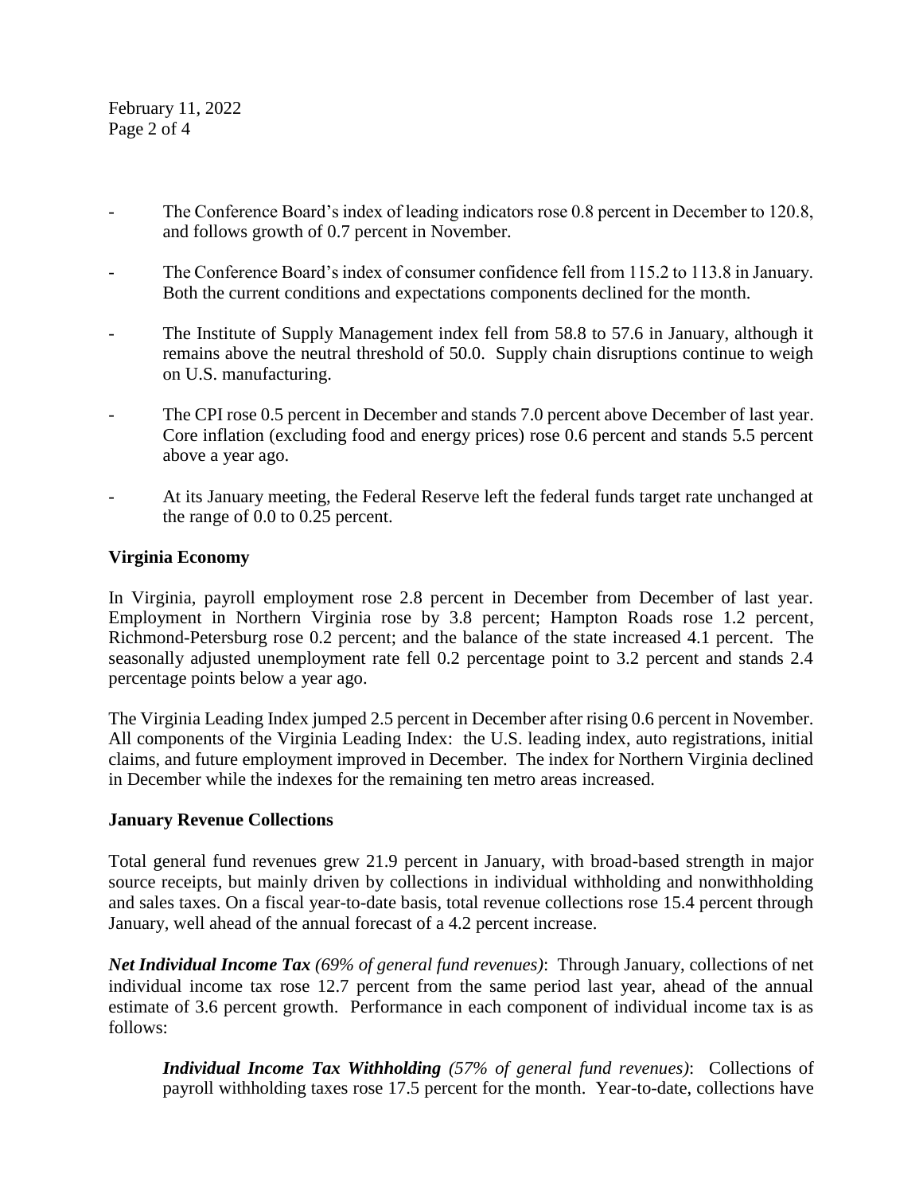- The Conference Board's index of leading indicators rose 0.8 percent in December to 120.8, and follows growth of 0.7 percent in November.

- The Conference Board's index of consumer confidence fell from 115.2 to 113.8 in January. Both the current conditions and expectations components declined for the month.

- The Institute of Supply Management index fell from 58.8 to 57.6 in January, although it remains above the neutral threshold of 50.0. Supply chain disruptions continue to weigh on U.S. manufacturing.

- The CPI rose 0.5 percent in December and stands 7.0 percent above December of last year. Core inflation (excluding food and energy prices) rose 0.6 percent and stands 5.5 percent above a year ago.

- At its January meeting, the Federal Reserve left the federal funds target rate unchanged at the range of 0.0 to 0.25 percent.

**Virginia Economy**

In Virginia, payroll employment rose 2.8 percent in December from December of last year. Employment in Northern Virginia rose by 3.8 percent; Hampton Roads rose 1.2 percent, Richmond-Petersburg rose 0.2 percent; and the balance of the state increased 4.1 percent. The seasonally adjusted unemployment rate fell 0.2 percentage point to 3.2 percent and stands 2.4 percentage points below a year ago.

The Virginia Leading Index jumped 2.5 percent in December after rising 0.6 percent in November. All components of the Virginia Leading Index: the U.S. leading index, auto registrations, initial claims, and future employment improved in December. The index for Northern Virginia declined in December while the indexes for the remaining ten metro areas increased.

**January Revenue Collections**

Total general fund revenues grew 21.9 percent in January, with broad-based strength in major source receipts, but mainly driven by collections in individual withholding and nonwithholding and sales taxes. On a fiscal year-to-date basis, total revenue collections rose 15.4 percent through January, well ahead of the annual forecast of a 4.2 percent increase.

***Net Individual Income Tax*** *(69% of general fund revenues)*: Through January, collections of net individual income tax rose 12.7 percent from the same period last year, ahead of the annual estimate of 3.6 percent growth. Performance in each component of individual income tax is as follows:

> ***Individual Income Tax Withholding*** *(57% of general fund revenues)*: Collections of payroll withholding taxes rose 17.5 percent for the month. Year-to-date, collections have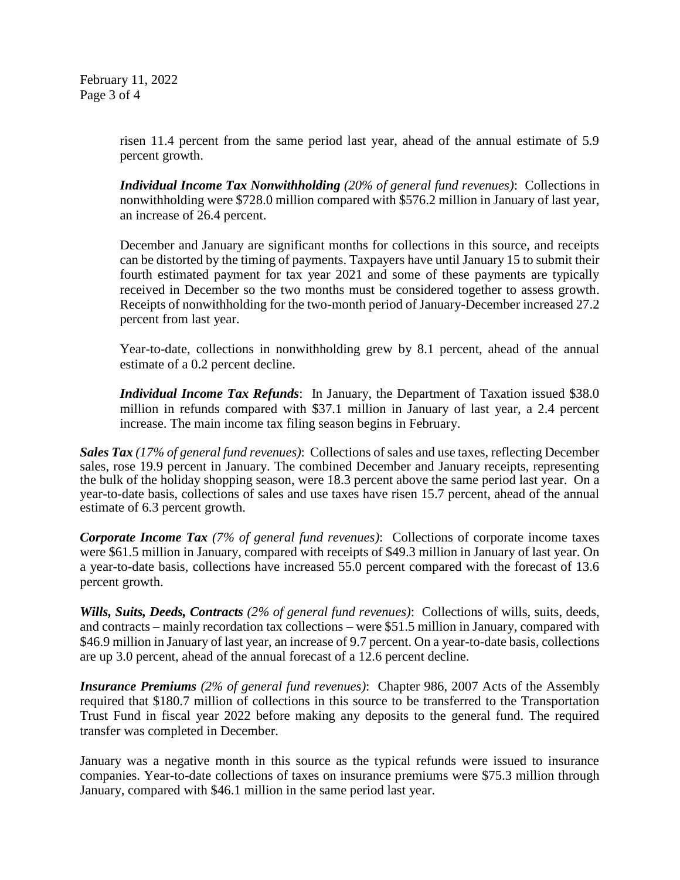risen 11.4 percent from the same period last year, ahead of the annual estimate of 5.9 percent growth.

***Individual Income Tax Nonwithholding*** *(20% of general fund revenues)*: Collections in nonwithholding were $728.0 million compared with $576.2 million in January of last year, an increase of 26.4 percent.

December and January are significant months for collections in this source, and receipts can be distorted by the timing of payments. Taxpayers have until January 15 to submit their fourth estimated payment for tax year 2021 and some of these payments are typically received in December so the two months must be considered together to assess growth. Receipts of nonwithholding for the two-month period of January-December increased 27.2 percent from last year.

Year-to-date, collections in nonwithholding grew by 8.1 percent, ahead of the annual estimate of a 0.2 percent decline.

***Individual Income Tax Refunds***: In January, the Department of Taxation issued $38.0 million in refunds compared with $37.1 million in January of last year, a 2.4 percent increase. The main income tax filing season begins in February.

***Sales Tax*** *(17% of general fund revenues)*: Collections of sales and use taxes, reflecting December sales, rose 19.9 percent in January. The combined December and January receipts, representing the bulk of the holiday shopping season, were 18.3 percent above the same period last year. On a year-to-date basis, collections of sales and use taxes have risen 15.7 percent, ahead of the annual estimate of 6.3 percent growth.

***Corporate Income Tax*** *(7% of general fund revenues)*: Collections of corporate income taxes were $61.5 million in January, compared with receipts of $49.3 million in January of last year. On a year-to-date basis, collections have increased 55.0 percent compared with the forecast of 13.6 percent growth.

***Wills, Suits, Deeds, Contracts*** *(2% of general fund revenues)*: Collections of wills, suits, deeds, and contracts – mainly recordation tax collections – were $51.5 million in January, compared with $46.9 million in January of last year, an increase of 9.7 percent. On a year-to-date basis, collections are up 3.0 percent, ahead of the annual forecast of a 12.6 percent decline.

***Insurance Premiums*** *(2% of general fund revenues)*: Chapter 986, 2007 Acts of the Assembly required that $180.7 million of collections in this source to be transferred to the Transportation Trust Fund in fiscal year 2022 before making any deposits to the general fund. The required transfer was completed in December.

January was a negative month in this source as the typical refunds were issued to insurance companies. Year-to-date collections of taxes on insurance premiums were $75.3 million through January, compared with $46.1 million in the same period last year.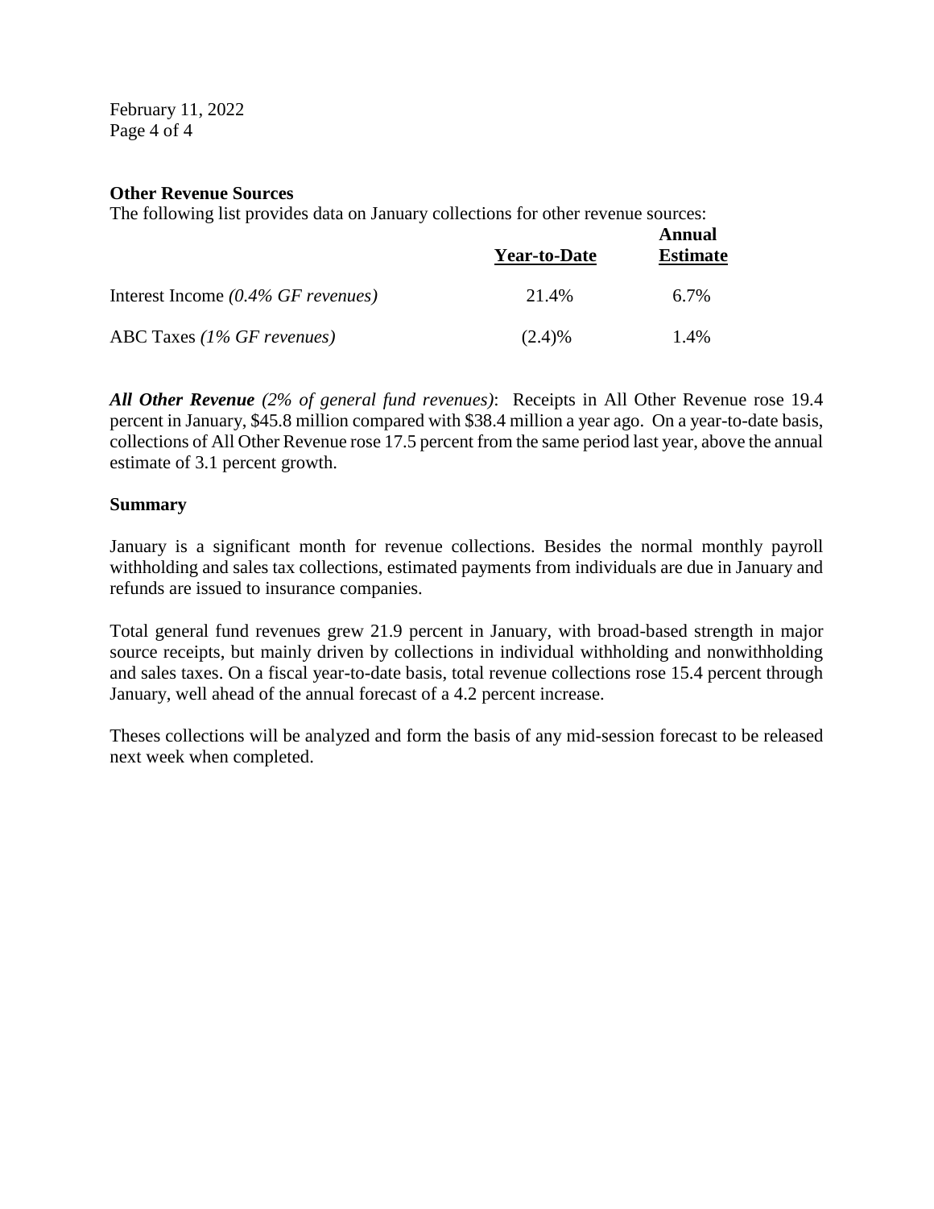**Other Revenue Sources**

The following list provides data on January collections for other revenue sources:

| | Year-to-Date | Annual Estimate |
|---|---|---|
| Interest Income *(0.4% GF revenues)* | 21.4% | 6.7% |
| ABC Taxes *(1% GF revenues)* | (2.4)% | 1.4% |

***All Other Revenue*** *(2% of general fund revenues)*: Receipts in All Other Revenue rose 19.4 percent in January, $45.8 million compared with $38.4 million a year ago. On a year-to-date basis, collections of All Other Revenue rose 17.5 percent from the same period last year, above the annual estimate of 3.1 percent growth.

**Summary**

January is a significant month for revenue collections. Besides the normal monthly payroll withholding and sales tax collections, estimated payments from individuals are due in January and refunds are issued to insurance companies.

Total general fund revenues grew 21.9 percent in January, with broad-based strength in major source receipts, but mainly driven by collections in individual withholding and nonwithholding and sales taxes. On a fiscal year-to-date basis, total revenue collections rose 15.4 percent through January, well ahead of the annual forecast of a 4.2 percent increase.

Theses collections will be analyzed and form the basis of any mid-session forecast to be released next week when completed.